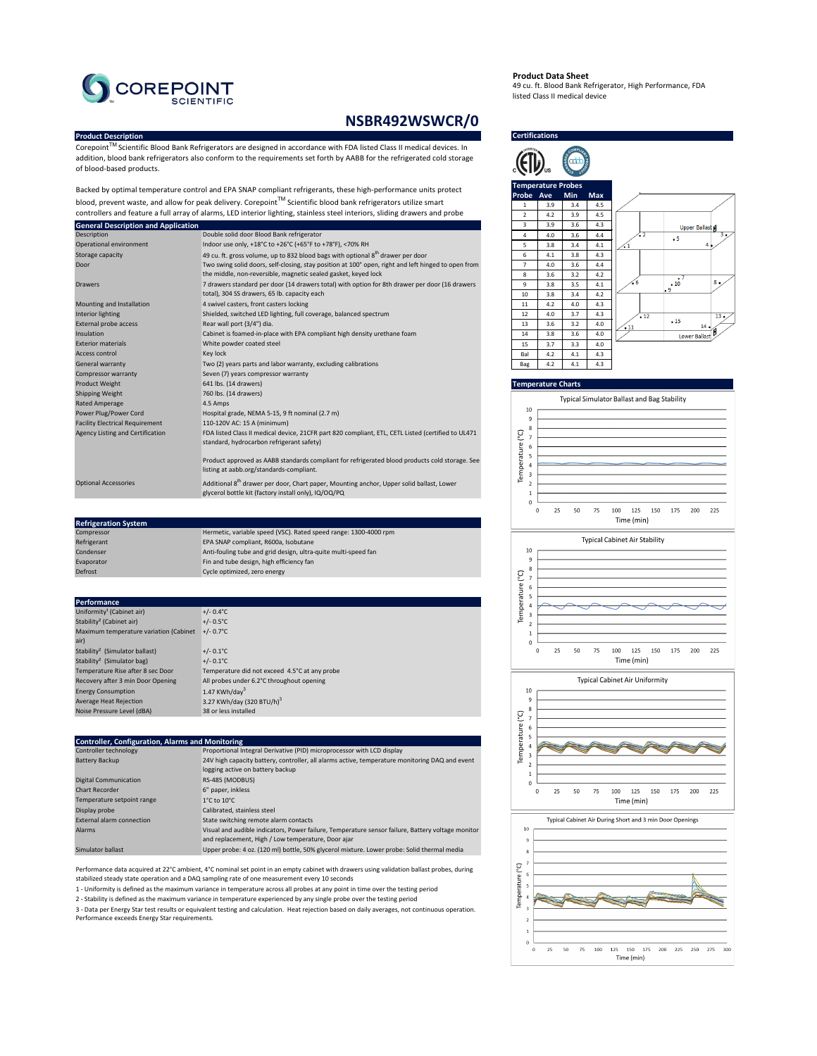# COREPOINT SCIENTIFIC

**Product Data Sheet**
49 cu. ft. Blood Bank Refrigerator, High Performance, FDA listed Class II medical device

## NSBR492WSWCR/0

### Product Description

Corepoint™ Scientific Blood Bank Refrigerators are designed in accordance with FDA listed Class II medical devices. In addition, blood bank refrigerators also conform to the requirements set forth by AABB for the refrigerated cold storage of blood-based products.

Backed by optimal temperature control and EPA SNAP compliant refrigerants, these high-performance units protect blood, prevent waste, and allow for peak delivery. Corepoint™ Scientific blood bank refrigerators utilize smart controllers and feature a full array of alarms, LED interior lighting, stainless steel interiors, sliding drawers and probe

### General Description and Application

| | |
|---|---|
| Description | Double solid door Blood Bank refrigerator |
| Operational environment | Indoor use only, +18°C to +26°C (+65°F to +78°F), <70% RH |
| Storage capacity | 49 cu. ft. gross volume, up to 832 blood bags with optional 8th drawer per door |
| Door | Two swing solid doors, self-closing, stay position at 100° open, right and left hinged to open from the middle, non-reversible, magnetic sealed gasket, keyed lock |
| Drawers | 7 drawers standard per door (14 drawers total) with option for 8th drawer per door (16 drawers total), 304 SS drawers, 65 lb. capacity each |
| Mounting and Installation | 4 swivel casters, front casters locking |
| Interior lighting | Shielded, switched LED lighting, full coverage, balanced spectrum |
| External probe access | Rear wall port (3/4") dia. |
| Insulation | Cabinet is foamed-in-place with EPA compliant high density urethane foam |
| Exterior materials | White powder coated steel |
| Access control | Key lock |
| General warranty | Two (2) years parts and labor warranty, excluding calibrations |
| Compressor warranty | Seven (7) years compressor warranty |
| Product Weight | 641 lbs. (14 drawers) |
| Shipping Weight | 760 lbs. (14 drawers) |
| Rated Amperage | 4.5 Amps |
| Power Plug/Power Cord | Hospital grade, NEMA 5-15, 9 ft nominal (2.7 m) |
| Facility Electrical Requirement | 110-120V AC: 15 A (minimum) |
| Agency Listing and Certification | FDA listed Class II medical device, 21CFR part 820 compliant, ETL, CETL Listed (certified to UL471 standard, hydrocarbon refrigerant safety)<br><br>Product approved as AABB standards compliant for refrigerated blood products cold storage. See listing at aabb.org/standards-compliant. |
| Optional Accessories | Additional 8th drawer per door, Chart paper, Mounting anchor, Upper solid ballast, Lower glycerol bottle kit (factory install only), IQ/OQ/PQ |

### Refrigeration System

| | |
|---|---|
| Compressor | Hermetic, variable speed (VSC). Rated speed range: 1300-4000 rpm |
| Refrigerant | EPA SNAP compliant, R600a, Isobutane |
| Condenser | Anti-fouling tube and grid design, ultra-quite multi-speed fan |
| Evaporator | Fin and tube design, high efficiency fan |
| Defrost | Cycle optimized, zero energy |

### Performance

| | |
|---|---|
| Uniformity[1] (Cabinet air) | +/- 0.4°C |
| Stability[2] (Cabinet air) | +/- 0.5°C |
| Maximum temperature variation (Cabinet air) | +/- 0.7°C |
| Stability[2] (Simulator ballast) | +/- 0.1°C |
| Stability[2] (Simulator bag) | +/- 0.1°C |
| Temperature Rise after 8 sec Door | Temperature did not exceed 4.5°C at any probe |
| Recovery after 3 min Door Opening | All probes under 6.2°C throughout opening |
| Energy Consumption | 1.47 KWh/day[3] |
| Average Heat Rejection | 3.27 KWh/day (320 BTU/h)[3] |
| Noise Pressure Level (dBA) | 38 or less installed |

### Controller, Configuration, Alarms and Monitoring

| | |
|---|---|
| Controller technology | Proportional Integral Derivative (PID) microprocessor with LCD display |
| Battery Backup | 24V high capacity battery, controller, all alarms active, temperature monitoring DAQ and event logging active on battery backup |
| Digital Communication | RS-485 (MODBUS) |
| Chart Recorder | 6" paper, inkless |
| Temperature setpoint range | 1°C to 10°C |
| Display probe | Calibrated, stainless steel |
| External alarm connection | State switching remote alarm contacts |
| Alarms | Visual and audible indicators, Power failure, Temperature sensor failure, Battery voltage monitor and replacement, High / Low temperature, Door ajar |
| Simulator ballast | Upper probe: 4 oz. (120 ml) bottle, 50% glycerol mixture. Lower probe: Solid thermal media |

Performance data acquired at 22°C ambient, 4°C nominal set point in an empty cabinet with drawers using validation ballast probes, during stabilized steady state operation and a DAQ sampling rate of one measurement every 10 seconds

1 - Uniformity is defined as the maximum variance in temperature across all probes at any point in time over the testing period

2 - Stability is defined as the maximum variance in temperature experienced by any single probe over the testing period

3 - Data per Energy Star test results or equivalent testing and calculation. Heat rejection based on daily averages, not continuous operation. Performance exceeds Energy Star requirements.

### Certifications

### Temperature Probes

| Probe | Ave | Min | Max |
|---|---|---|---|
| 1 | 3.9 | 3.4 | 4.5 |
| 2 | 4.2 | 3.9 | 4.5 |
| 3 | 3.9 | 3.6 | 4.3 |
| 4 | 4.0 | 3.6 | 4.4 |
| 5 | 3.8 | 3.4 | 4.1 |
| 6 | 4.1 | 3.8 | 4.3 |
| 7 | 4.0 | 3.6 | 4.4 |
| 8 | 3.6 | 3.2 | 4.2 |
| 9 | 3.8 | 3.5 | 4.1 |
| 10 | 3.8 | 3.4 | 4.2 |
| 11 | 4.2 | 4.0 | 4.3 |
| 12 | 4.0 | 3.7 | 4.3 |
| 13 | 3.6 | 3.2 | 4.0 |
| 14 | 3.8 | 3.6 | 4.0 |
| 15 | 3.7 | 3.3 | 4.0 |
| Bal | 4.2 | 4.1 | 4.3 |
| Bag | 4.2 | 4.1 | 4.3 |

### Temperature Charts

Typical Simulator Ballast and Bag Stability

Typical Cabinet Air Stability

Typical Cabinet Air Uniformity

Typical Cabinet Air During Short and 3 min Door Openings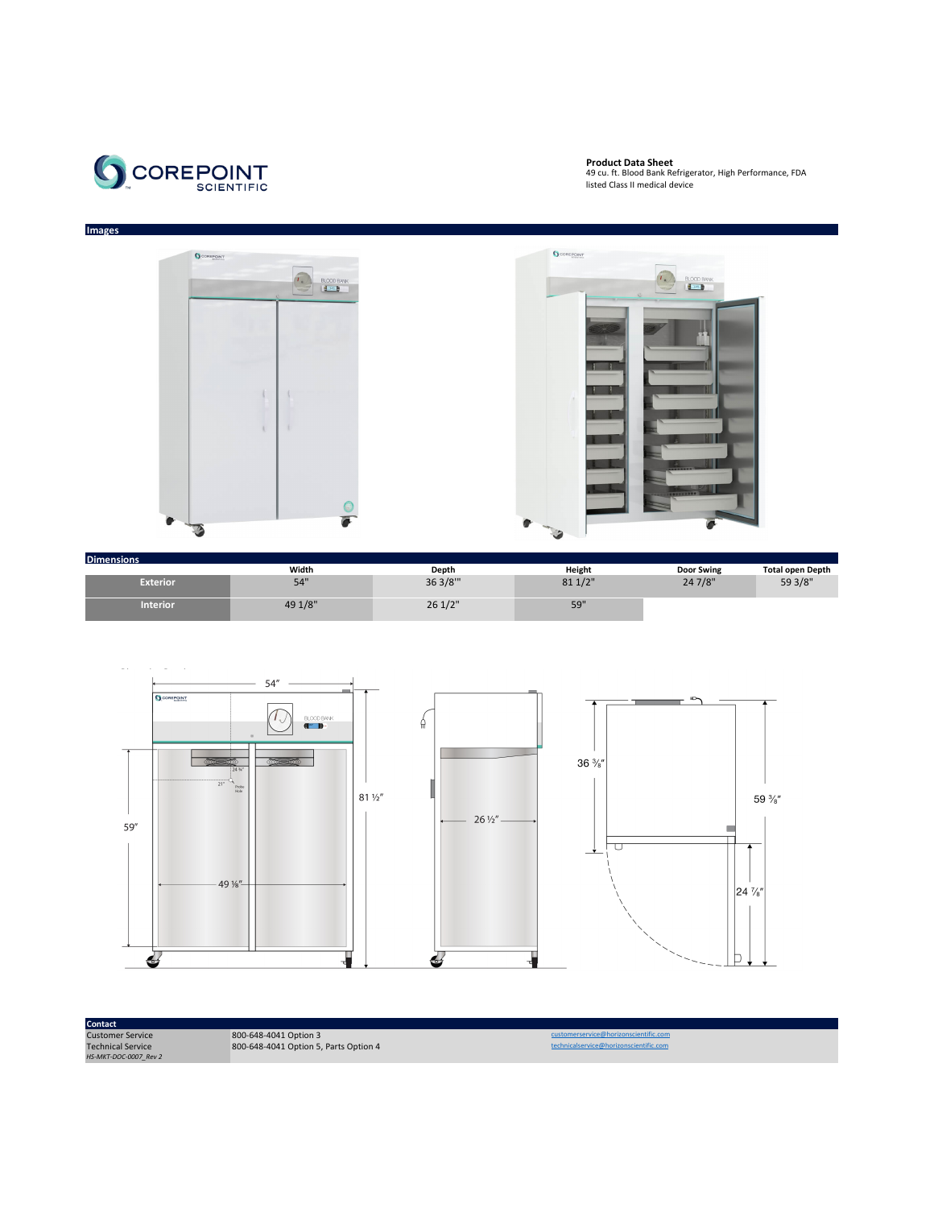**Product Data Sheet**
49 cu. ft. Blood Bank Refrigerator, High Performance, FDA listed Class II medical device

## Images

## Dimensions

| | Width | Depth | Height | Door Swing | Total open Depth |
|---|---|---|---|---|---|
| Exterior | 54" | 36 3/8'" | 81 1/2" | 24 7/8" | 59 3/8" |
| Interior | 49 1/8" | 26 1/2" | 59" | | |

54″
81 ½″
59″
49 ⅛″
24 ⅜″
21″
Probe Hole
26 ½″
36 ⅜″
59 ⅜″
24 ⅞″

## Contact

| | | |
|---|---|---|
| Customer Service | 800-648-4041 Option 3 | customerservice@horizonscientific.com |
| Technical Service | 800-648-4041 Option 5, Parts Option 4 | technicalservice@horizonscientific.com |

*HS-MKT-DOC-0007_Rev 2*